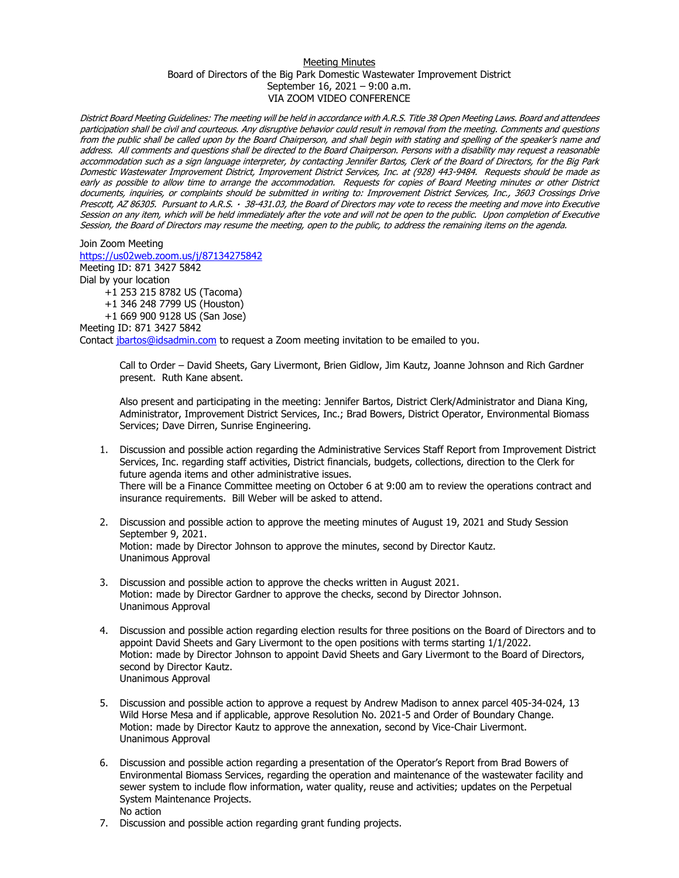Meeting Minutes
Board of Directors of the Big Park Domestic Wastewater Improvement District
September 16, 2021 – 9:00 a.m.
VIA ZOOM VIDEO CONFERENCE

*District Board Meeting Guidelines: The meeting will be held in accordance with A.R.S. Title 38 Open Meeting Laws. Board and attendees participation shall be civil and courteous. Any disruptive behavior could result in removal from the meeting. Comments and questions from the public shall be called upon by the Board Chairperson, and shall begin with stating and spelling of the speaker's name and address. All comments and questions shall be directed to the Board Chairperson. Persons with a disability may request a reasonable accommodation such as a sign language interpreter, by contacting Jennifer Bartos, Clerk of the Board of Directors, for the Big Park Domestic Wastewater Improvement District, Improvement District Services, Inc. at (928) 443-9484. Requests should be made as early as possible to allow time to arrange the accommodation. Requests for copies of Board Meeting minutes or other District documents, inquiries, or complaints should be submitted in writing to: Improvement District Services, Inc., 3603 Crossings Drive Prescott, AZ 86305. Pursuant to A.R.S. · 38-431.03, the Board of Directors may vote to recess the meeting and move into Executive Session on any item, which will be held immediately after the vote and will not be open to the public. Upon completion of Executive Session, the Board of Directors may resume the meeting, open to the public, to address the remaining items on the agenda.*

Join Zoom Meeting
https://us02web.zoom.us/j/87134275842
Meeting ID: 871 3427 5842
Dial by your location
+1 253 215 8782 US (Tacoma)
+1 346 248 7799 US (Houston)
+1 669 900 9128 US (San Jose)
Meeting ID: 871 3427 5842
Contact jbartos@idsadmin.com to request a Zoom meeting invitation to be emailed to you.

Call to Order – David Sheets, Gary Livermont, Brien Gidlow, Jim Kautz, Joanne Johnson and Rich Gardner present. Ruth Kane absent.

Also present and participating in the meeting: Jennifer Bartos, District Clerk/Administrator and Diana King, Administrator, Improvement District Services, Inc.; Brad Bowers, District Operator, Environmental Biomass Services; Dave Dirren, Sunrise Engineering.

1. Discussion and possible action regarding the Administrative Services Staff Report from Improvement District Services, Inc. regarding staff activities, District financials, budgets, collections, direction to the Clerk for future agenda items and other administrative issues.
   There will be a Finance Committee meeting on October 6 at 9:00 am to review the operations contract and insurance requirements. Bill Weber will be asked to attend.

2. Discussion and possible action to approve the meeting minutes of August 19, 2021 and Study Session September 9, 2021.
   Motion: made by Director Johnson to approve the minutes, second by Director Kautz.
   Unanimous Approval

3. Discussion and possible action to approve the checks written in August 2021.
   Motion: made by Director Gardner to approve the checks, second by Director Johnson.
   Unanimous Approval

4. Discussion and possible action regarding election results for three positions on the Board of Directors and to appoint David Sheets and Gary Livermont to the open positions with terms starting 1/1/2022.
   Motion: made by Director Johnson to appoint David Sheets and Gary Livermont to the Board of Directors, second by Director Kautz.
   Unanimous Approval

5. Discussion and possible action to approve a request by Andrew Madison to annex parcel 405-34-024, 13 Wild Horse Mesa and if applicable, approve Resolution No. 2021-5 and Order of Boundary Change.
   Motion: made by Director Kautz to approve the annexation, second by Vice-Chair Livermont.
   Unanimous Approval

6. Discussion and possible action regarding a presentation of the Operator's Report from Brad Bowers of Environmental Biomass Services, regarding the operation and maintenance of the wastewater facility and sewer system to include flow information, water quality, reuse and activities; updates on the Perpetual System Maintenance Projects.
   No action

7. Discussion and possible action regarding grant funding projects.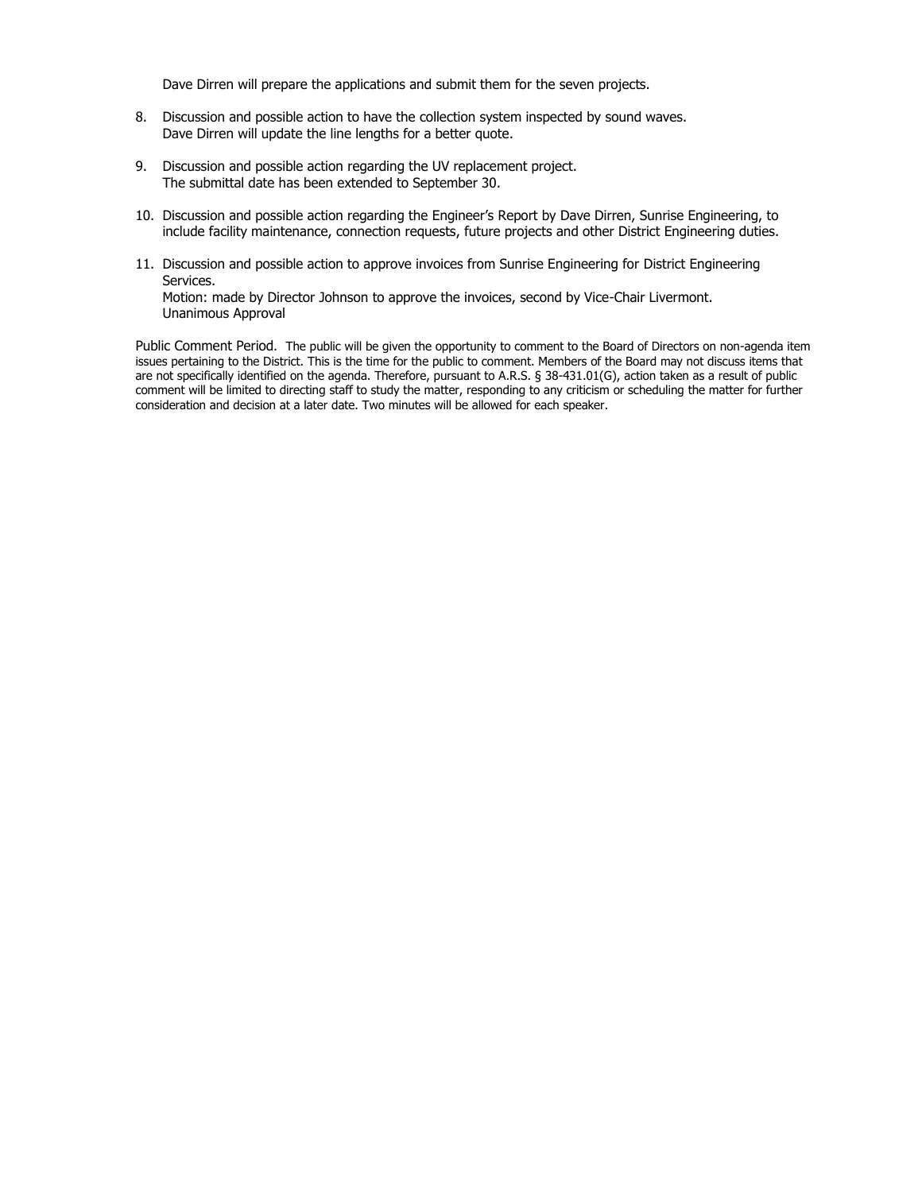Dave Dirren will prepare the applications and submit them for the seven projects.

8. Discussion and possible action to have the collection system inspected by sound waves.
   Dave Dirren will update the line lengths for a better quote.

9. Discussion and possible action regarding the UV replacement project.
   The submittal date has been extended to September 30.

10. Discussion and possible action regarding the Engineer's Report by Dave Dirren, Sunrise Engineering, to include facility maintenance, connection requests, future projects and other District Engineering duties.

11. Discussion and possible action to approve invoices from Sunrise Engineering for District Engineering Services.
    Motion: made by Director Johnson to approve the invoices, second by Vice-Chair Livermont.
    Unanimous Approval

Public Comment Period. The public will be given the opportunity to comment to the Board of Directors on non-agenda item issues pertaining to the District. This is the time for the public to comment. Members of the Board may not discuss items that are not specifically identified on the agenda. Therefore, pursuant to A.R.S. § 38-431.01(G), action taken as a result of public comment will be limited to directing staff to study the matter, responding to any criticism or scheduling the matter for further consideration and decision at a later date. Two minutes will be allowed for each speaker.